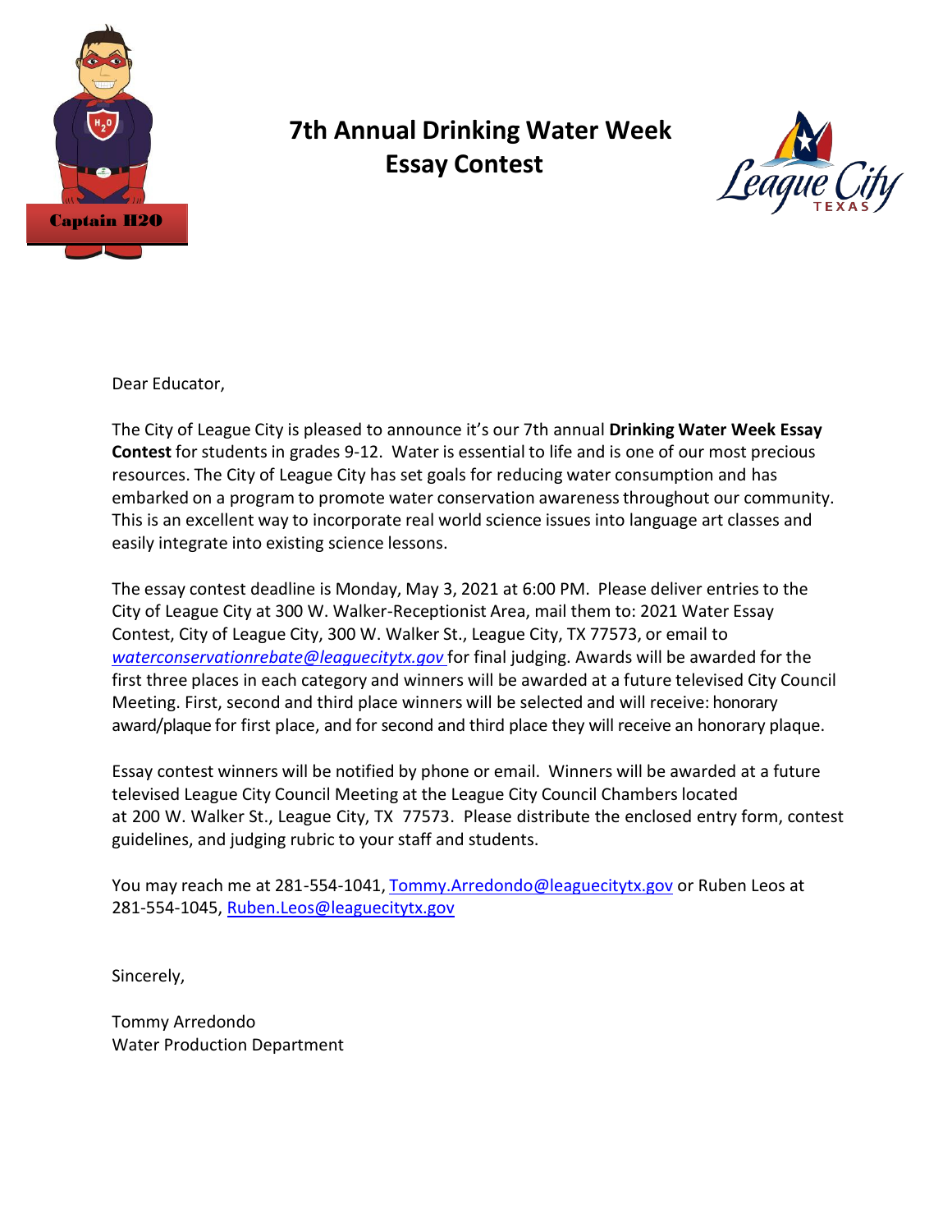# 7th Annual Drinking Water Week Essay Contest

Dear Educator,

The City of League City is pleased to announce it's our 7th annual **Drinking Water Week Essay Contest** for students in grades 9-12. Water is essential to life and is one of our most precious resources. The City of League City has set goals for reducing water consumption and has embarked on a program to promote water conservation awareness throughout our community. This is an excellent way to incorporate real world science issues into language art classes and easily integrate into existing science lessons.

The essay contest deadline is Monday, May 3, 2021 at 6:00 PM. Please deliver entries to the City of League City at 300 W. Walker-Receptionist Area, mail them to: 2021 Water Essay Contest, City of League City, 300 W. Walker St., League City, TX 77573, or email to *waterconservationrebate@leaguecitytx.gov* for final judging. Awards will be awarded for the first three places in each category and winners will be awarded at a future televised City Council Meeting. First, second and third place winners will be selected and will receive: honorary award/plaque for first place, and for second and third place they will receive an honorary plaque.

Essay contest winners will be notified by phone or email. Winners will be awarded at a future televised League City Council Meeting at the League City Council Chambers located at 200 W. Walker St., League City, TX 77573. Please distribute the enclosed entry form, contest guidelines, and judging rubric to your staff and students.

You may reach me at 281-554-1041, Tommy.Arredondo@leaguecitytx.gov or Ruben Leos at 281-554-1045, Ruben.Leos@leaguecitytx.gov

Sincerely,

Tommy Arredondo
Water Production Department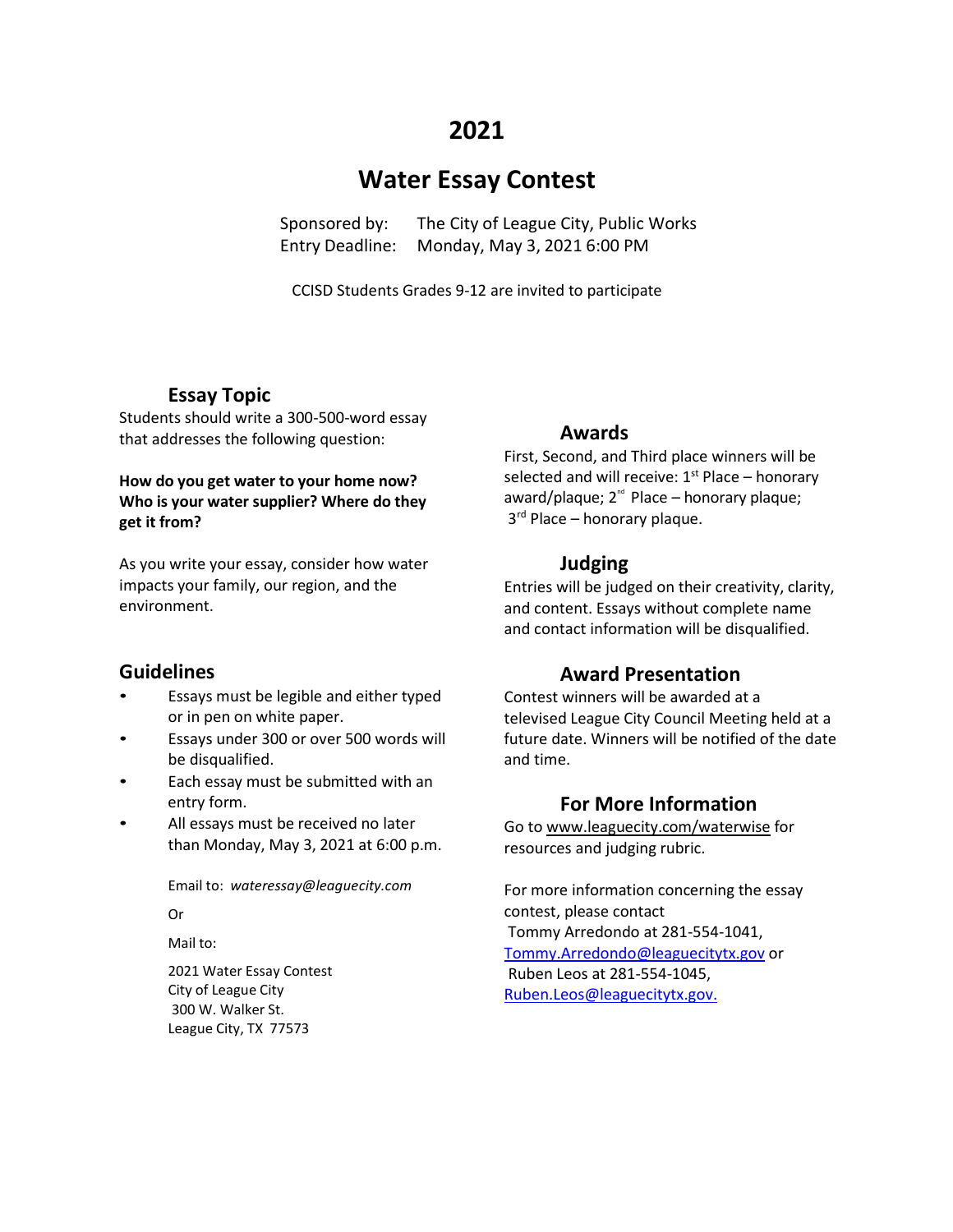# 2021

# Water Essay Contest

Sponsored by: The City of League City, Public Works
Entry Deadline: Monday, May 3, 2021 6:00 PM

CCISD Students Grades 9-12 are invited to participate

## Essay Topic

Students should write a 300-500-word essay that addresses the following question:

**How do you get water to your home now? Who is your water supplier? Where do they get it from?**

As you write your essay, consider how water impacts your family, our region, and the environment.

## Guidelines

- Essays must be legible and either typed or in pen on white paper.
- Essays under 300 or over 500 words will be disqualified.
- Each essay must be submitted with an entry form.
- All essays must be received no later than Monday, May 3, 2021 at 6:00 p.m.

Email to: *wateressay@leaguecity.com*

Or

Mail to:

2021 Water Essay Contest
City of League City
300 W. Walker St.
League City, TX 77573

## Awards

First, Second, and Third place winners will be selected and will receive: 1st Place – honorary award/plaque; 2nd Place – honorary plaque; 3rd Place – honorary plaque.

## Judging

Entries will be judged on their creativity, clarity, and content. Essays without complete name and contact information will be disqualified.

## Award Presentation

Contest winners will be awarded at a televised League City Council Meeting held at a future date. Winners will be notified of the date and time.

## For More Information

Go to www.leaguecity.com/waterwise for resources and judging rubric.

For more information concerning the essay contest, please contact Tommy Arredondo at 281-554-1041, Tommy.Arredondo@leaguecitytx.gov or Ruben Leos at 281-554-1045, Ruben.Leos@leaguecitytx.gov.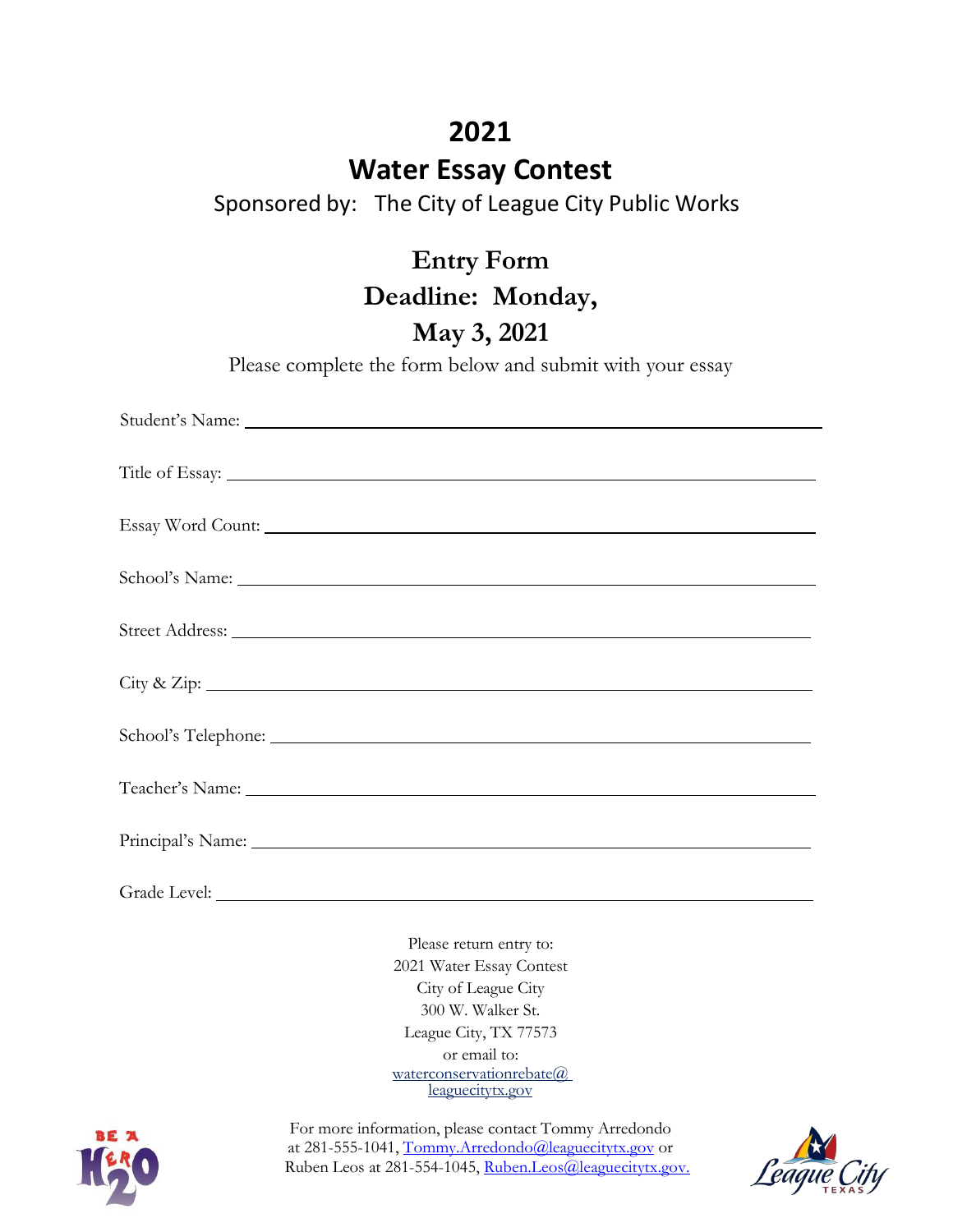# 2021

# Water Essay Contest

Sponsored by: The City of League City Public Works

## Entry Form

## Deadline: Monday, May 3, 2021

Please complete the form below and submit with your essay

Student's Name: ______________________________

Title of Essay: ______________________________

Essay Word Count: ______________________________

School's Name: ______________________________

Street Address: ______________________________

City & Zip: ______________________________

School's Telephone: ______________________________

Teacher's Name: ______________________________

Principal's Name: ______________________________

Grade Level: ______________________________

Please return entry to:
2021 Water Essay Contest
City of League City
300 W. Walker St.
League City, TX 77573
or email to:
waterconservationrebate@leaguecitytx.gov

For more information, please contact Tommy Arredondo at 281-555-1041, Tommy.Arredondo@leaguecitytx.gov or Ruben Leos at 281-554-1045, Ruben.Leos@leaguecitytx.gov.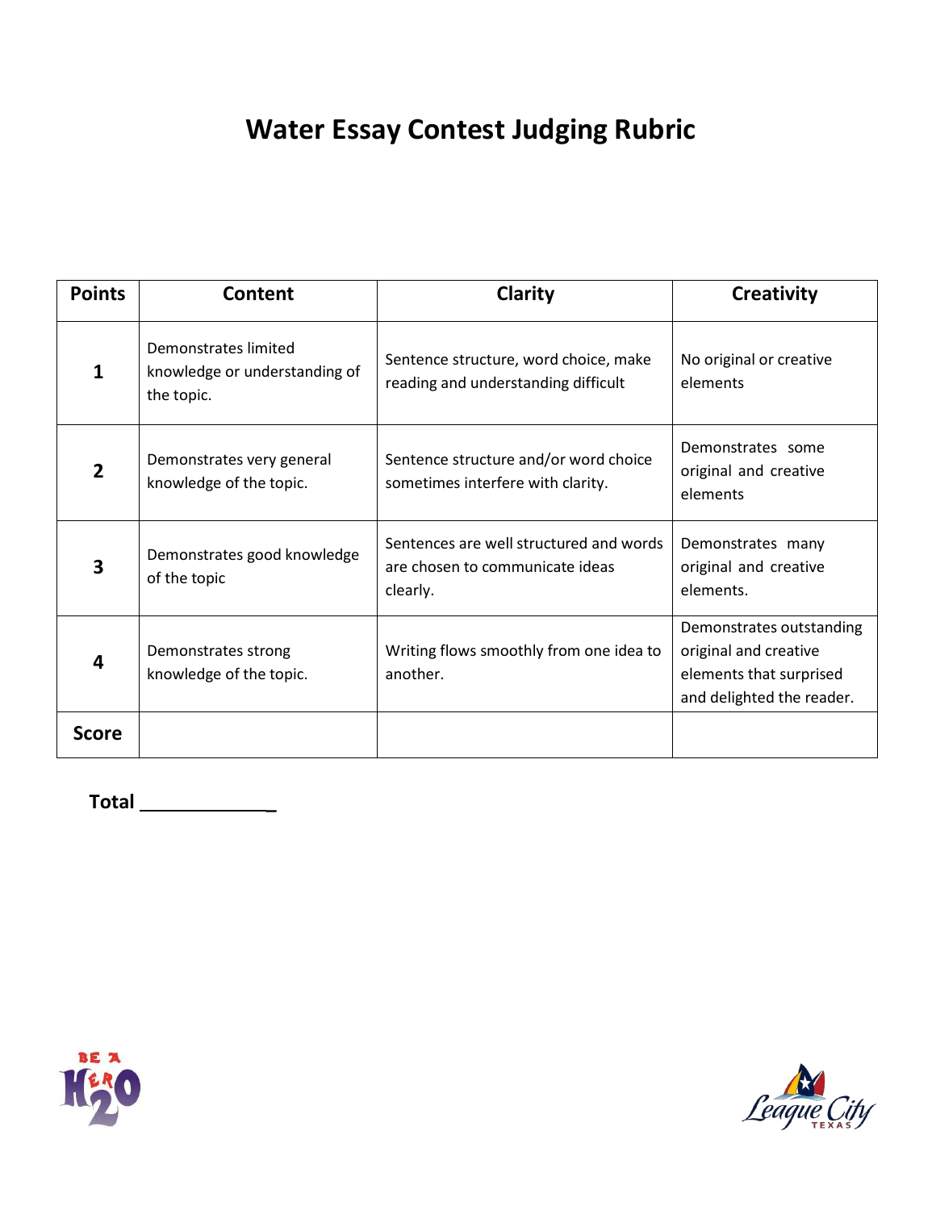# Water Essay Contest Judging Rubric

| Points | Content | Clarity | Creativity |
| --- | --- | --- | --- |
| 1 | Demonstrates limited knowledge or understanding of the topic. | Sentence structure, word choice, make reading and understanding difficult | No original or creative elements |
| 2 | Demonstrates very general knowledge of the topic. | Sentence structure and/or word choice sometimes interfere with clarity. | Demonstrates some original and creative elements |
| 3 | Demonstrates good knowledge of the topic | Sentences are well structured and words are chosen to communicate ideas clearly. | Demonstrates many original and creative elements. |
| 4 | Demonstrates strong knowledge of the topic. | Writing flows smoothly from one idea to another. | Demonstrates outstanding original and creative elements that surprised and delighted the reader. |
| **Score** | | | |

**Total** _____________